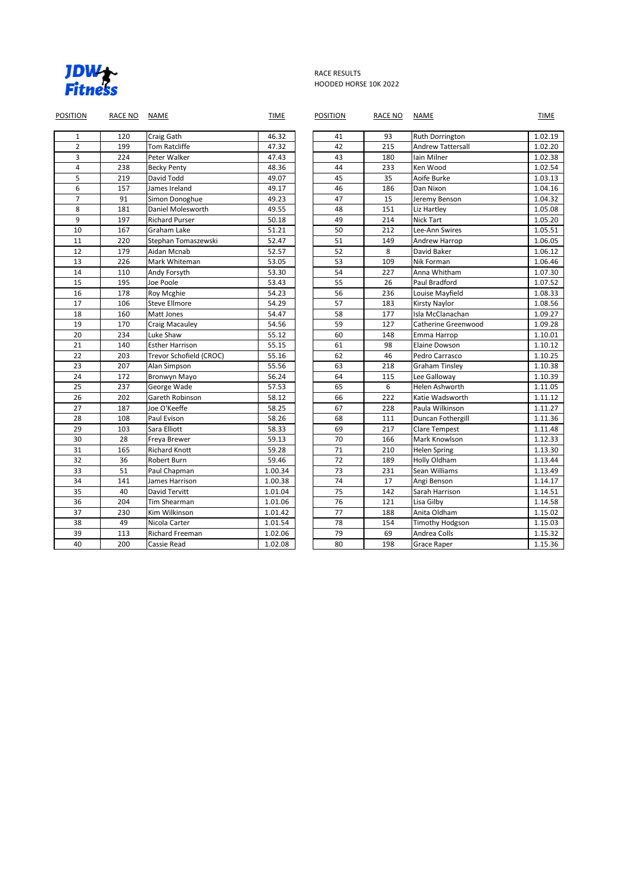RACE RESULTS
HOODED HORSE 10K 2022

| POSITION | RACE NO | NAME | TIME |
|---|---|---|---|
| 1 | 120 | Craig Gath | 46.32 |
| 2 | 199 | Tom Ratcliffe | 47.32 |
| 3 | 224 | Peter Walker | 47.43 |
| 4 | 238 | Becky Penty | 48.36 |
| 5 | 219 | David Todd | 49.07 |
| 6 | 157 | James Ireland | 49.17 |
| 7 | 91 | Simon Donoghue | 49.23 |
| 8 | 181 | Daniel Molesworth | 49.55 |
| 9 | 197 | Richard Purser | 50.18 |
| 10 | 167 | Graham Lake | 51.21 |
| 11 | 220 | Stephan Tomaszewski | 52.47 |
| 12 | 179 | Aidan Mcnab | 52.57 |
| 13 | 226 | Mark Whiteman | 53.05 |
| 14 | 110 | Andy Forsyth | 53.30 |
| 15 | 195 | Joe Poole | 53.43 |
| 16 | 178 | Roy Mcghie | 54.23 |
| 17 | 106 | Steve Ellmore | 54.29 |
| 18 | 160 | Matt Jones | 54.47 |
| 19 | 170 | Craig Macauley | 54.56 |
| 20 | 234 | Luke Shaw | 55.12 |
| 21 | 140 | Esther Harrison | 55.15 |
| 22 | 203 | Trevor Schofield (CROC) | 55.16 |
| 23 | 207 | Alan Simpson | 55.56 |
| 24 | 172 | Bronwyn Mayo | 56.24 |
| 25 | 237 | George Wade | 57.53 |
| 26 | 202 | Gareth Robinson | 58.12 |
| 27 | 187 | Joe O'Keeffe | 58.25 |
| 28 | 108 | Paul Evison | 58.26 |
| 29 | 103 | Sara Elliott | 58.33 |
| 30 | 28 | Freya Brewer | 59.13 |
| 31 | 165 | Richard Knott | 59.28 |
| 32 | 36 | Robert Burn | 59.46 |
| 33 | 51 | Paul Chapman | 1.00.34 |
| 34 | 141 | James Harrison | 1.00.38 |
| 35 | 40 | David Tervitt | 1.01.04 |
| 36 | 204 | Tim Shearman | 1.01.06 |
| 37 | 230 | Kim Wilkinson | 1.01.42 |
| 38 | 49 | Nicola Carter | 1.01.54 |
| 39 | 113 | Richard Freeman | 1.02.06 |
| 40 | 200 | Cassie Read | 1.02.08 |
| 41 | 93 | Ruth Dorrington | 1.02.19 |
| 42 | 215 | Andrew Tattersall | 1.02.20 |
| 43 | 180 | Iain Milner | 1.02.38 |
| 44 | 233 | Ken Wood | 1.02.54 |
| 45 | 35 | Aoife Burke | 1.03.13 |
| 46 | 186 | Dan Nixon | 1.04.16 |
| 47 | 15 | Jeremy Benson | 1.04.32 |
| 48 | 151 | Liz Hartley | 1.05.08 |
| 49 | 214 | Nick Tart | 1.05.20 |
| 50 | 212 | Lee-Ann Swires | 1.05.51 |
| 51 | 149 | Andrew Harrop | 1.06.05 |
| 52 | 8 | David Baker | 1.06.12 |
| 53 | 109 | Nik Forman | 1.06.46 |
| 54 | 227 | Anna Whitham | 1.07.30 |
| 55 | 26 | Paul Bradford | 1.07.52 |
| 56 | 236 | Louise Mayfield | 1.08.33 |
| 57 | 183 | Kirsty Naylor | 1.08.56 |
| 58 | 177 | Isla McClanachan | 1.09.27 |
| 59 | 127 | Catherine Greenwood | 1.09.28 |
| 60 | 148 | Emma Harrop | 1.10.01 |
| 61 | 98 | Elaine Dowson | 1.10.12 |
| 62 | 46 | Pedro Carrasco | 1.10.25 |
| 63 | 218 | Graham Tinsley | 1.10.38 |
| 64 | 115 | Lee Galloway | 1.10.39 |
| 65 | 6 | Helen Ashworth | 1.11.05 |
| 66 | 222 | Katie Wadsworth | 1.11.12 |
| 67 | 228 | Paula Wilkinson | 1.11.27 |
| 68 | 111 | Duncan Fothergill | 1.11.36 |
| 69 | 217 | Clare Tempest | 1.11.48 |
| 70 | 166 | Mark Knowlson | 1.12.33 |
| 71 | 210 | Helen Spring | 1.13.30 |
| 72 | 189 | Holly Oldham | 1.13.44 |
| 73 | 231 | Sean Williams | 1.13.49 |
| 74 | 17 | Angi Benson | 1.14.17 |
| 75 | 142 | Sarah Harrison | 1.14.51 |
| 76 | 121 | Lisa Gilby | 1.14.58 |
| 77 | 188 | Anita Oldham | 1.15.02 |
| 78 | 154 | Timothy Hodgson | 1.15.03 |
| 79 | 69 | Andrea Colls | 1.15.32 |
| 80 | 198 | Grace Raper | 1.15.36 |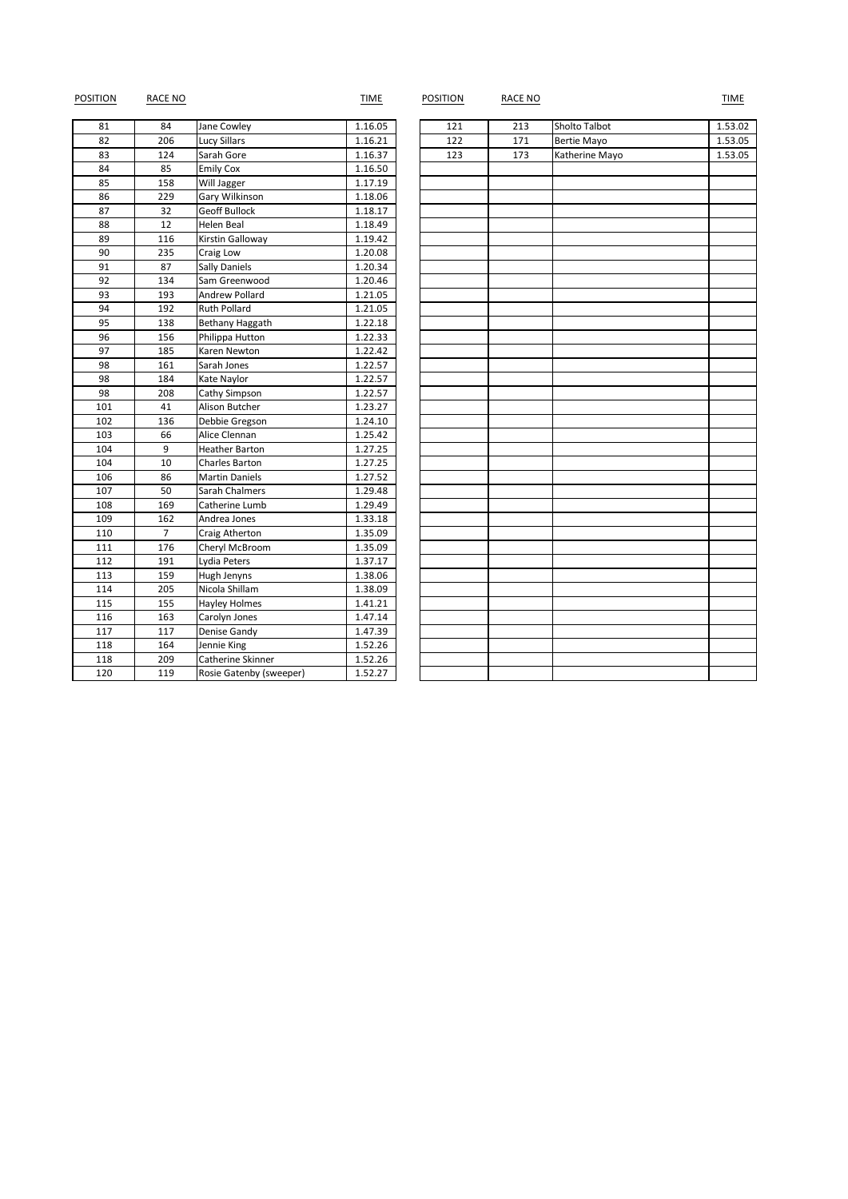| POSITION | RACE NO | | TIME |
|---|---|---|---|
| 81 | 84 | Jane Cowley | 1.16.05 |
| 82 | 206 | Lucy Sillars | 1.16.21 |
| 83 | 124 | Sarah Gore | 1.16.37 |
| 84 | 85 | Emily Cox | 1.16.50 |
| 85 | 158 | Will Jagger | 1.17.19 |
| 86 | 229 | Gary Wilkinson | 1.18.06 |
| 87 | 32 | Geoff Bullock | 1.18.17 |
| 88 | 12 | Helen Beal | 1.18.49 |
| 89 | 116 | Kirstin Galloway | 1.19.42 |
| 90 | 235 | Craig Low | 1.20.08 |
| 91 | 87 | Sally Daniels | 1.20.34 |
| 92 | 134 | Sam Greenwood | 1.20.46 |
| 93 | 193 | Andrew Pollard | 1.21.05 |
| 94 | 192 | Ruth Pollard | 1.21.05 |
| 95 | 138 | Bethany Haggath | 1.22.18 |
| 96 | 156 | Philippa Hutton | 1.22.33 |
| 97 | 185 | Karen Newton | 1.22.42 |
| 98 | 161 | Sarah Jones | 1.22.57 |
| 98 | 184 | Kate Naylor | 1.22.57 |
| 98 | 208 | Cathy Simpson | 1.22.57 |
| 101 | 41 | Alison Butcher | 1.23.27 |
| 102 | 136 | Debbie Gregson | 1.24.10 |
| 103 | 66 | Alice Clennan | 1.25.42 |
| 104 | 9 | Heather Barton | 1.27.25 |
| 104 | 10 | Charles Barton | 1.27.25 |
| 106 | 86 | Martin Daniels | 1.27.52 |
| 107 | 50 | Sarah Chalmers | 1.29.48 |
| 108 | 169 | Catherine Lumb | 1.29.49 |
| 109 | 162 | Andrea Jones | 1.33.18 |
| 110 | 7 | Craig Atherton | 1.35.09 |
| 111 | 176 | Cheryl McBroom | 1.35.09 |
| 112 | 191 | Lydia Peters | 1.37.17 |
| 113 | 159 | Hugh Jenyns | 1.38.06 |
| 114 | 205 | Nicola Shillam | 1.38.09 |
| 115 | 155 | Hayley Holmes | 1.41.21 |
| 116 | 163 | Carolyn Jones | 1.47.14 |
| 117 | 117 | Denise Gandy | 1.47.39 |
| 118 | 164 | Jennie King | 1.52.26 |
| 118 | 209 | Catherine Skinner | 1.52.26 |
| 120 | 119 | Rosie Gatenby (sweeper) | 1.52.27 |
| 121 | 213 | Sholto Talbot | 1.53.02 |
| 122 | 171 | Bertie Mayo | 1.53.05 |
| 123 | 173 | Katherine Mayo | 1.53.05 |